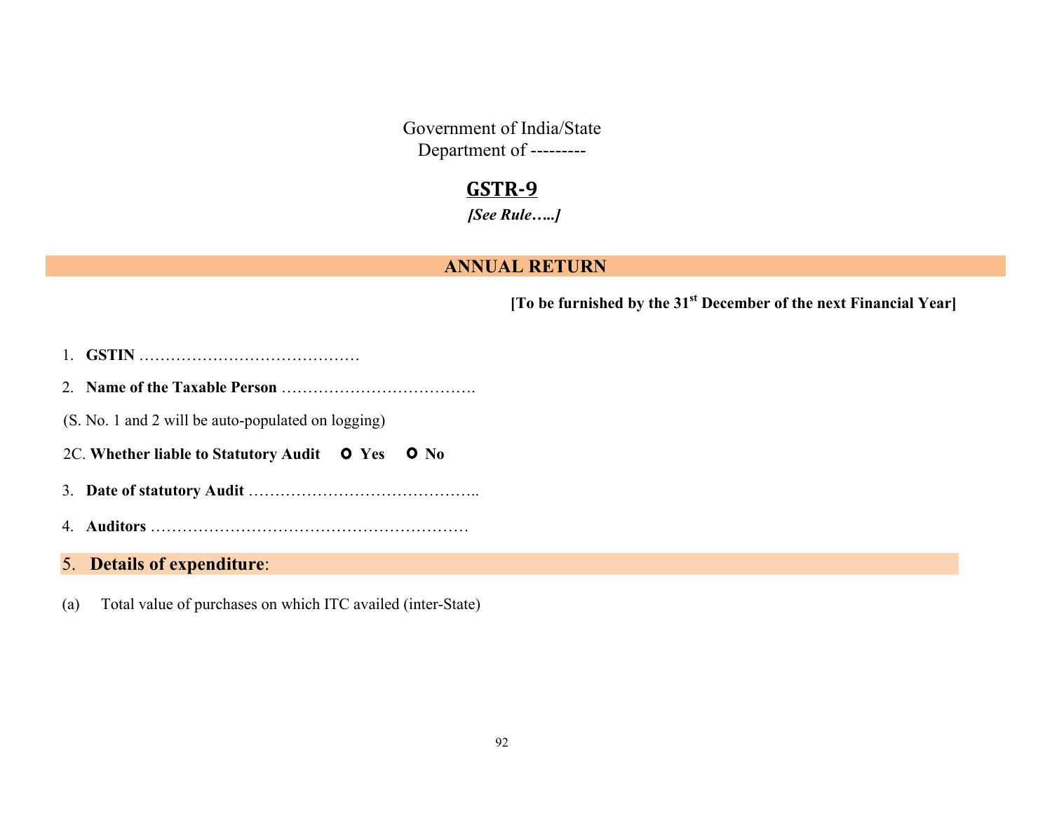Government of India/State
Department of ---------

# GSTR-9

***[See Rule…..]***

## ANNUAL RETURN

**[To be furnished by the 31st December of the next Financial Year]**

1. **GSTIN** ……………………………………
2. **Name of the Taxable Person** ……………………………….

(S. No. 1 and 2 will be auto-populated on logging)

2C. **Whether liable to Statutory Audit** ○ **Yes** ○ **No**

3. **Date of statutory Audit** ……………………………………..
4. **Auditors** ……………………………………………………

## 5. **Details of expenditure**:

(a) Total value of purchases on which ITC availed (inter-State)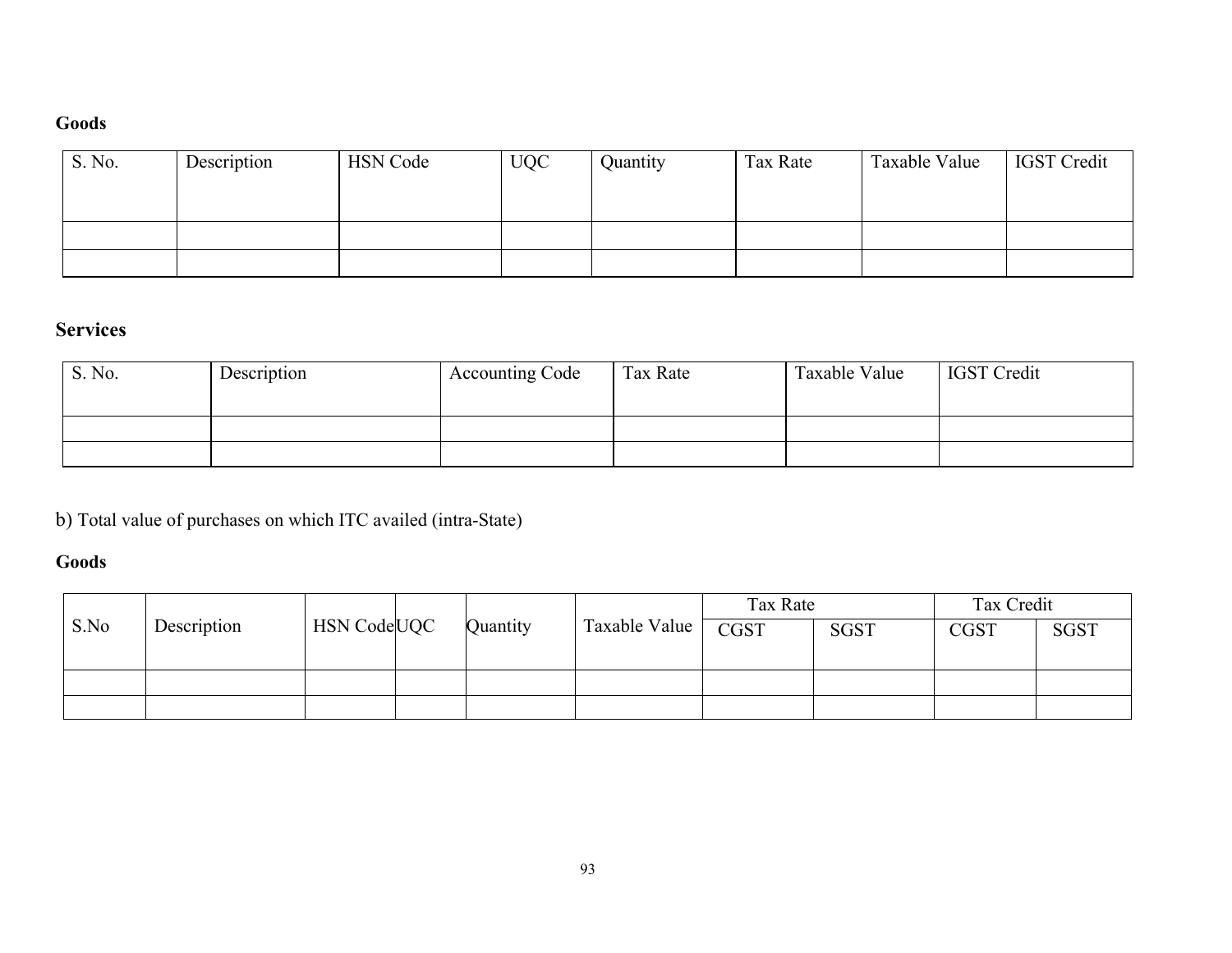**Goods**

| S. No. | Description | HSN Code | UQC | Quantity | Tax Rate | Taxable Value | IGST Credit |
|---|---|---|---|---|---|---|---|
| | | | | | | | |
| | | | | | | | |

**Services**

| S. No. | Description | Accounting Code | Tax Rate | Taxable Value | IGST Credit |
|---|---|---|---|---|---|
| | | | | | |
| | | | | | |

b) Total value of purchases on which ITC availed (intra-State)

**Goods**

| S.No | Description | HSN Code | UQC | Quantity | Taxable Value | Tax Rate | | Tax Credit | |
|---|---|---|---|---|---|---|---|---|---|
| | | | | | | CGST | SGST | CGST | SGST |
| | | | | | | | | | |
| | | | | | | | | | |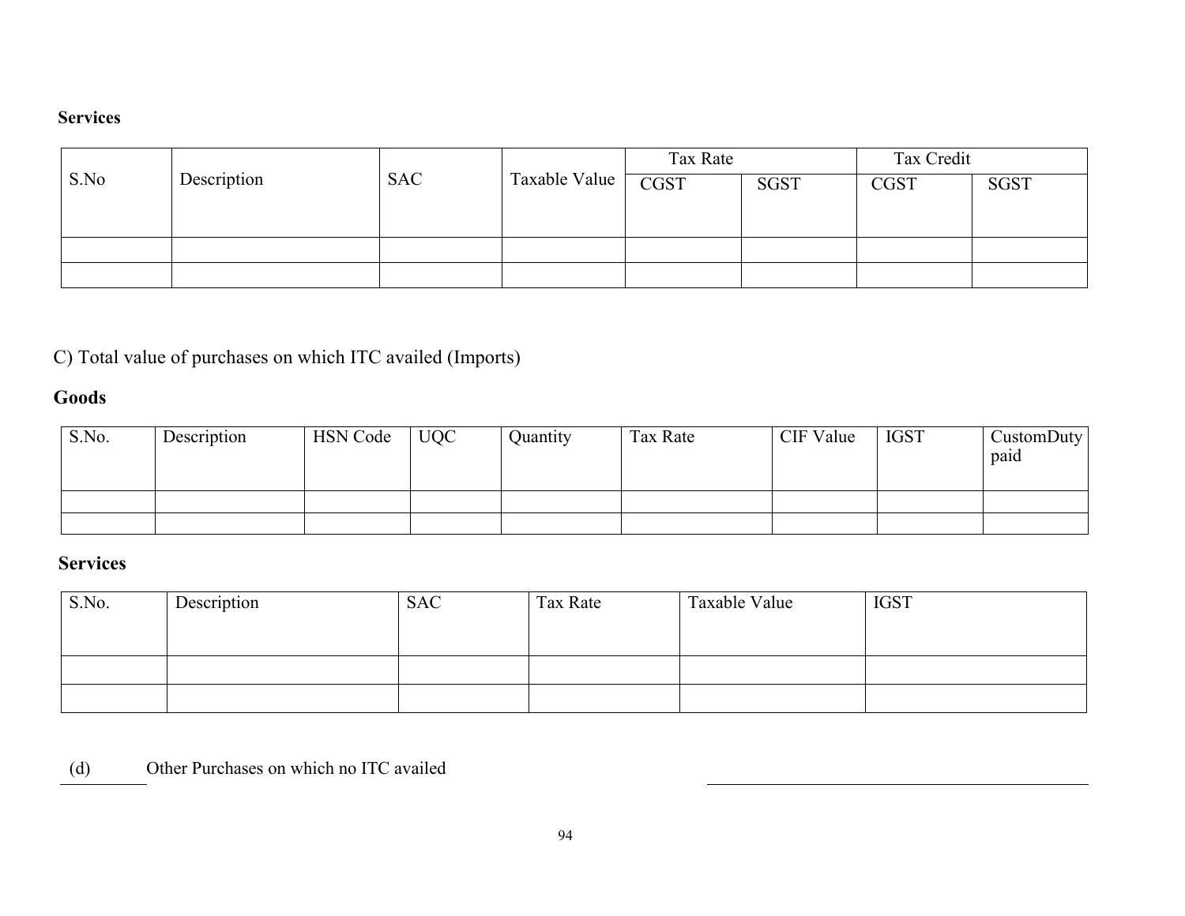**Services**

| S.No | Description | SAC | Taxable Value | Tax Rate | | Tax Credit | |
|---|---|---|---|---|---|---|---|
| | | | | CGST | SGST | CGST | SGST |
| | | | | | | | |
| | | | | | | | |

C) Total value of purchases on which ITC availed (Imports)

**Goods**

| S.No. | Description | HSN Code | UQC | Quantity | Tax Rate | CIF Value | IGST | CustomDuty paid |
|---|---|---|---|---|---|---|---|---|
| | | | | | | | | |
| | | | | | | | | |

**Services**

| S.No. | Description | SAC | Tax Rate | Taxable Value | IGST |
|---|---|---|---|---|---|
| | | | | | |
| | | | | | |

(d) Other Purchases on which no ITC availed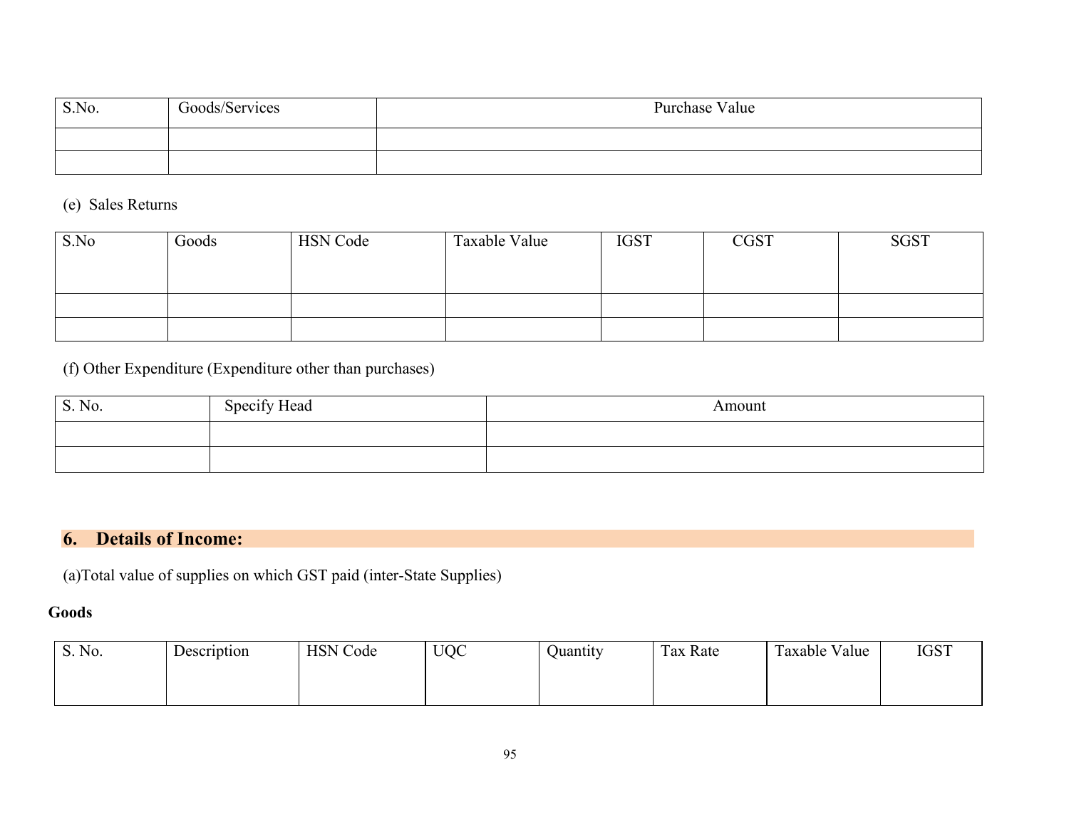| S.No. | Goods/Services | Purchase Value |
|---|---|---|
| | | |
| | | |

(e) Sales Returns

| S.No | Goods | HSN Code | Taxable Value | IGST | CGST | SGST |
|---|---|---|---|---|---|---|
| | | | | | | |
| | | | | | | |

(f) Other Expenditure (Expenditure other than purchases)

| S. No. | Specify Head | Amount |
|---|---|---|
| | | |
| | | |

## 6. Details of Income:

(a)Total value of supplies on which GST paid (inter-State Supplies)

**Goods**

| S. No. | Description | HSN Code | UQC | Quantity | Tax Rate | Taxable Value | IGST |
|---|---|---|---|---|---|---|---|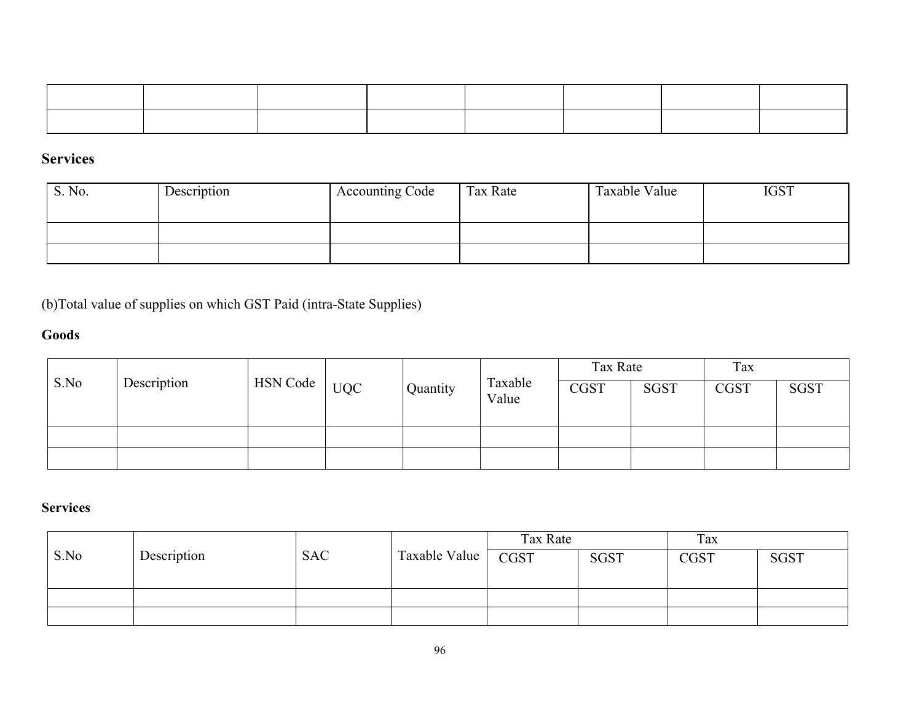| | | | | | | | |
|---|---|---|---|---|---|---|---|
| | | | | | | | |
| | | | | | | | |

**Services**

| S. No. | Description | Accounting Code | Tax Rate | Taxable Value | IGST |
|---|---|---|---|---|---|
| | | | | | |
| | | | | | |

(b)Total value of supplies on which GST Paid (intra-State Supplies)

**Goods**

| S.No | Description | HSN Code | UQC | Quantity | Taxable Value | Tax Rate | | Tax | |
|---|---|---|---|---|---|---|---|---|---|
| | | | | | | CGST | SGST | CGST | SGST |
| | | | | | | | | | |
| | | | | | | | | | |

**Services**

| S.No | Description | SAC | Taxable Value | Tax Rate | | Tax | |
|---|---|---|---|---|---|---|---|
| | | | | CGST | SGST | CGST | SGST |
| | | | | | | | |
| | | | | | | | |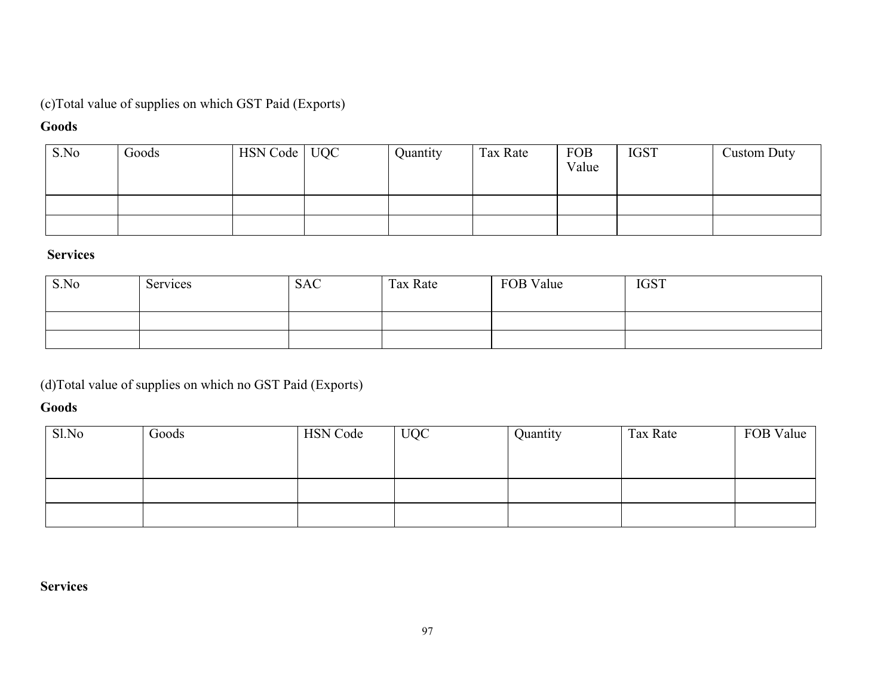(c)Total value of supplies on which GST Paid (Exports)

**Goods**

| S.No | Goods | HSN Code | UQC | Quantity | Tax Rate | FOB Value | IGST | Custom Duty |
|---|---|---|---|---|---|---|---|---|
| | | | | | | | | |
| | | | | | | | | |

**Services**

| S.No | Services | SAC | Tax Rate | FOB Value | IGST |
|---|---|---|---|---|---|
| | | | | | |
| | | | | | |

(d)Total value of supplies on which no GST Paid (Exports)

**Goods**

| Sl.No | Goods | HSN Code | UQC | Quantity | Tax Rate | FOB Value |
|---|---|---|---|---|---|---|
| | | | | | | |
| | | | | | | |

**Services**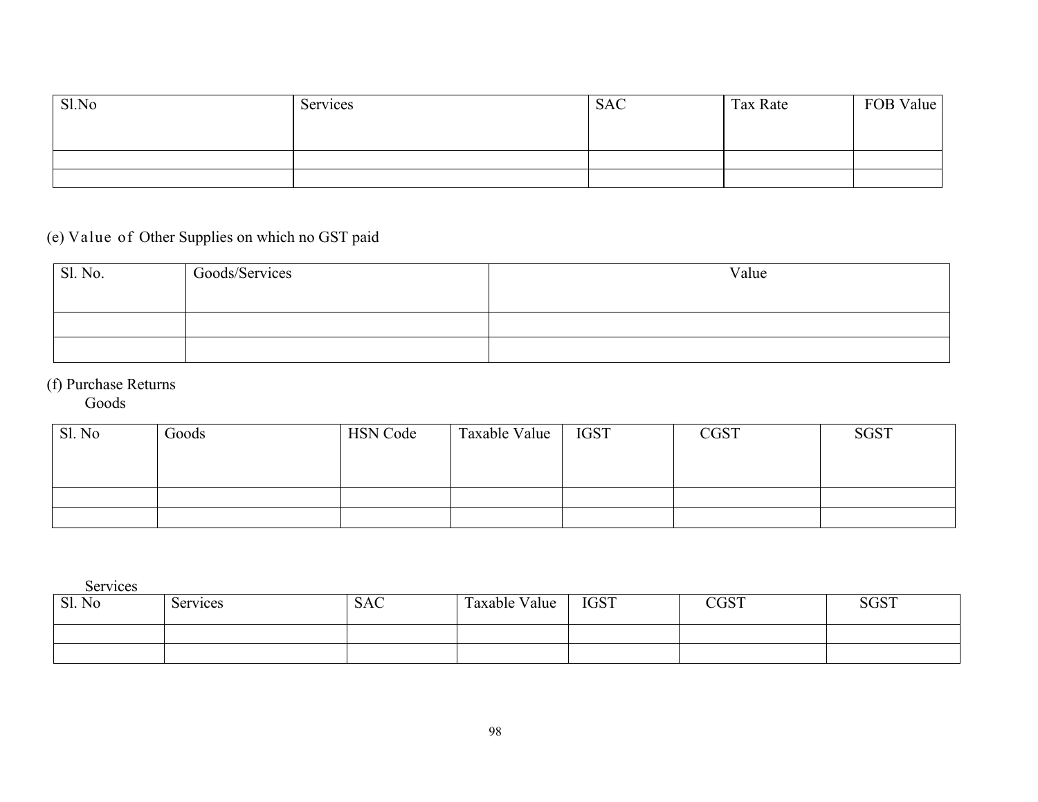| Sl.No | Services | SAC | Tax Rate | FOB Value |
| --- | --- | --- | --- | --- |
| | | | | |
| | | | | |

(e) Value of Other Supplies on which no GST paid

| Sl. No. | Goods/Services | Value |
| --- | --- | --- |
| | | |
| | | |

(f) Purchase Returns

Goods

| Sl. No | Goods | HSN Code | Taxable Value | IGST | CGST | SGST |
| --- | --- | --- | --- | --- | --- | --- |
| | | | | | | |
| | | | | | | |

Services

| Sl. No | Services | SAC | Taxable Value | IGST | CGST | SGST |
| --- | --- | --- | --- | --- | --- | --- |
| | | | | | | |
| | | | | | | |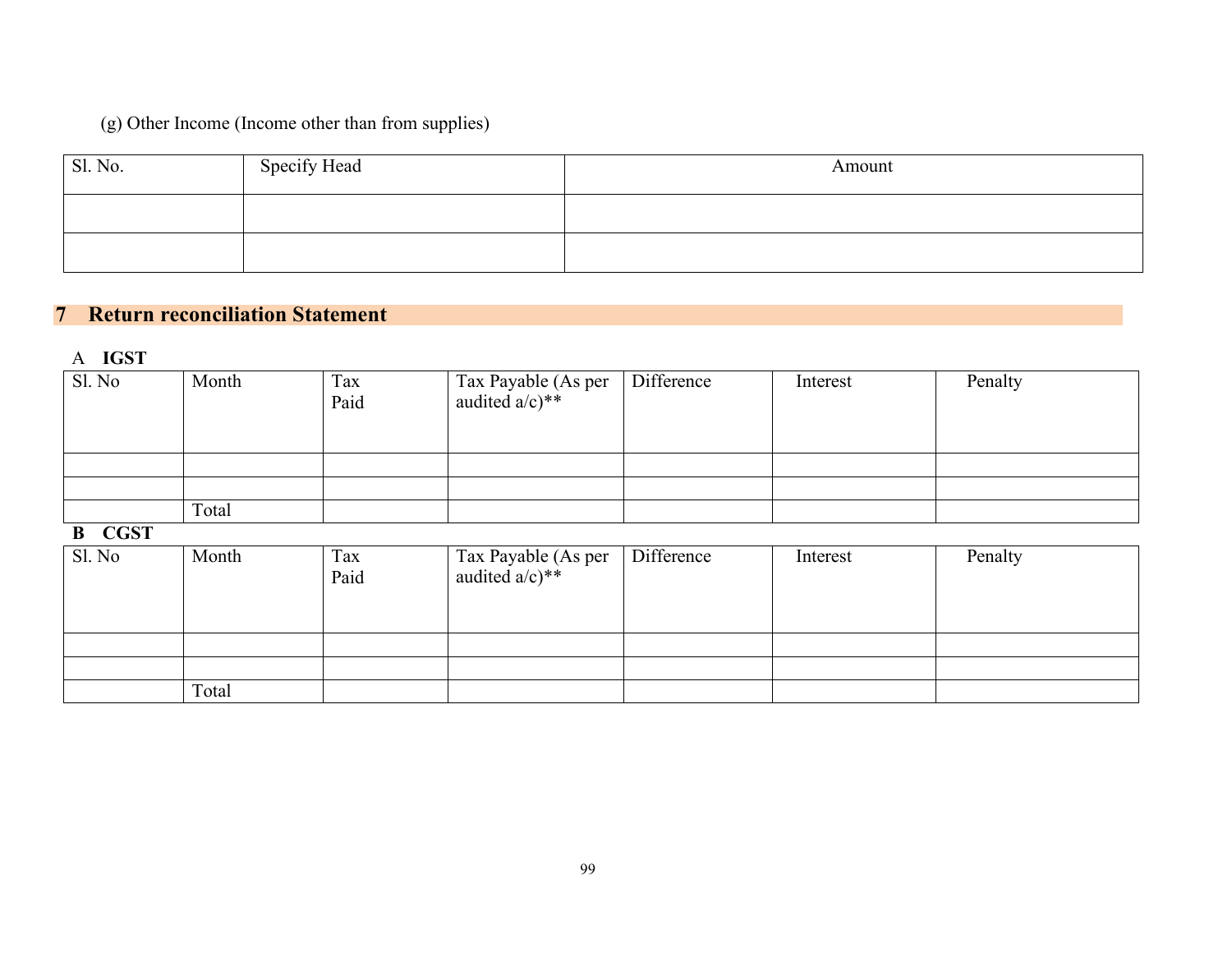(g) Other Income (Income other than from supplies)

| Sl. No. | Specify Head | Amount |
|---|---|---|
| | | |
| | | |

## 7 Return reconciliation Statement

A **IGST**

| Sl. No | Month | Tax Paid | Tax Payable (As per audited a/c)** | Difference | Interest | Penalty |
|---|---|---|---|---|---|---|
| | | | | | | |
| | | | | | | |
| | Total | | | | | |

**B CGST**

| Sl. No | Month | Tax Paid | Tax Payable (As per audited a/c)** | Difference | Interest | Penalty |
|---|---|---|---|---|---|---|
| | | | | | | |
| | | | | | | |
| | Total | | | | | |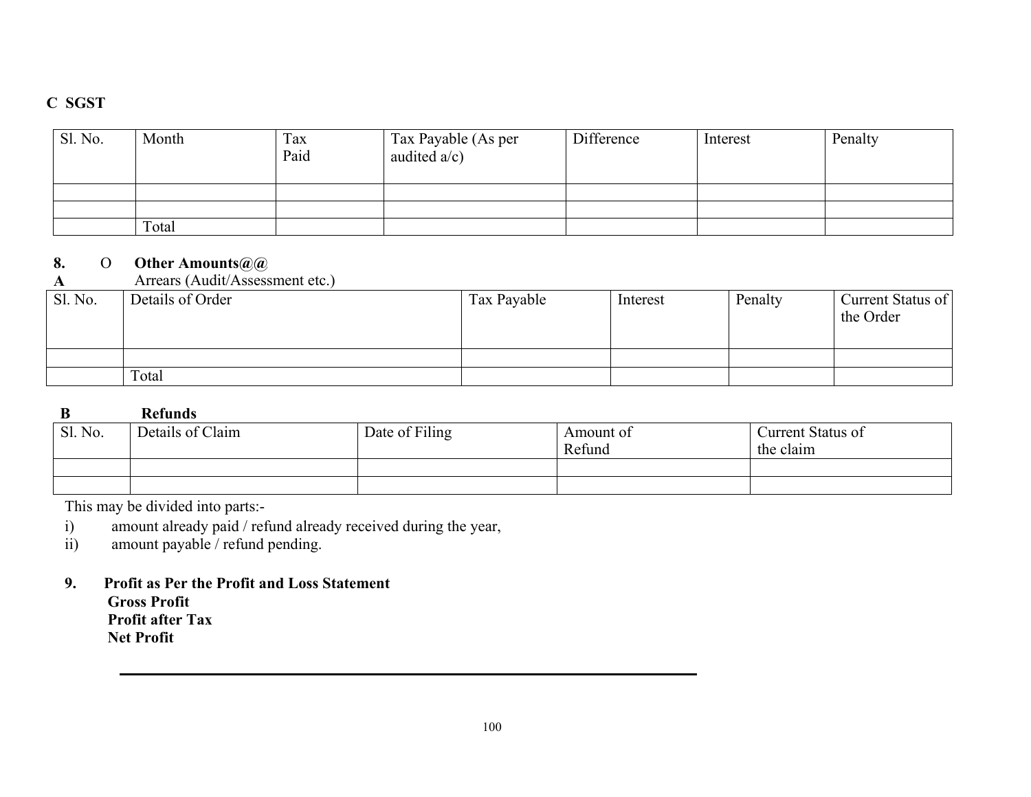**C SGST**

| Sl. No. | Month | Tax Paid | Tax Payable (As per audited a/c) | Difference | Interest | Penalty |
|---|---|---|---|---|---|---|
| | | | | | | |
| | | | | | | |
| | Total | | | | | |

**8. O Other Amounts@@**

**A** Arrears (Audit/Assessment etc.)

| Sl. No. | Details of Order | Tax Payable | Interest | Penalty | Current Status of the Order |
|---|---|---|---|---|---|
| | | | | | |
| | Total | | | | |

**B Refunds**

| Sl. No. | Details of Claim | Date of Filing | Amount of Refund | Current Status of the claim |
|---|---|---|---|---|
| | | | | |
| | | | | |

This may be divided into parts:-

i) amount already paid / refund already received during the year,

ii) amount payable / refund pending.

**9. Profit as Per the Profit and Loss Statement**

**Gross Profit**

**Profit after Tax**

**Net Profit**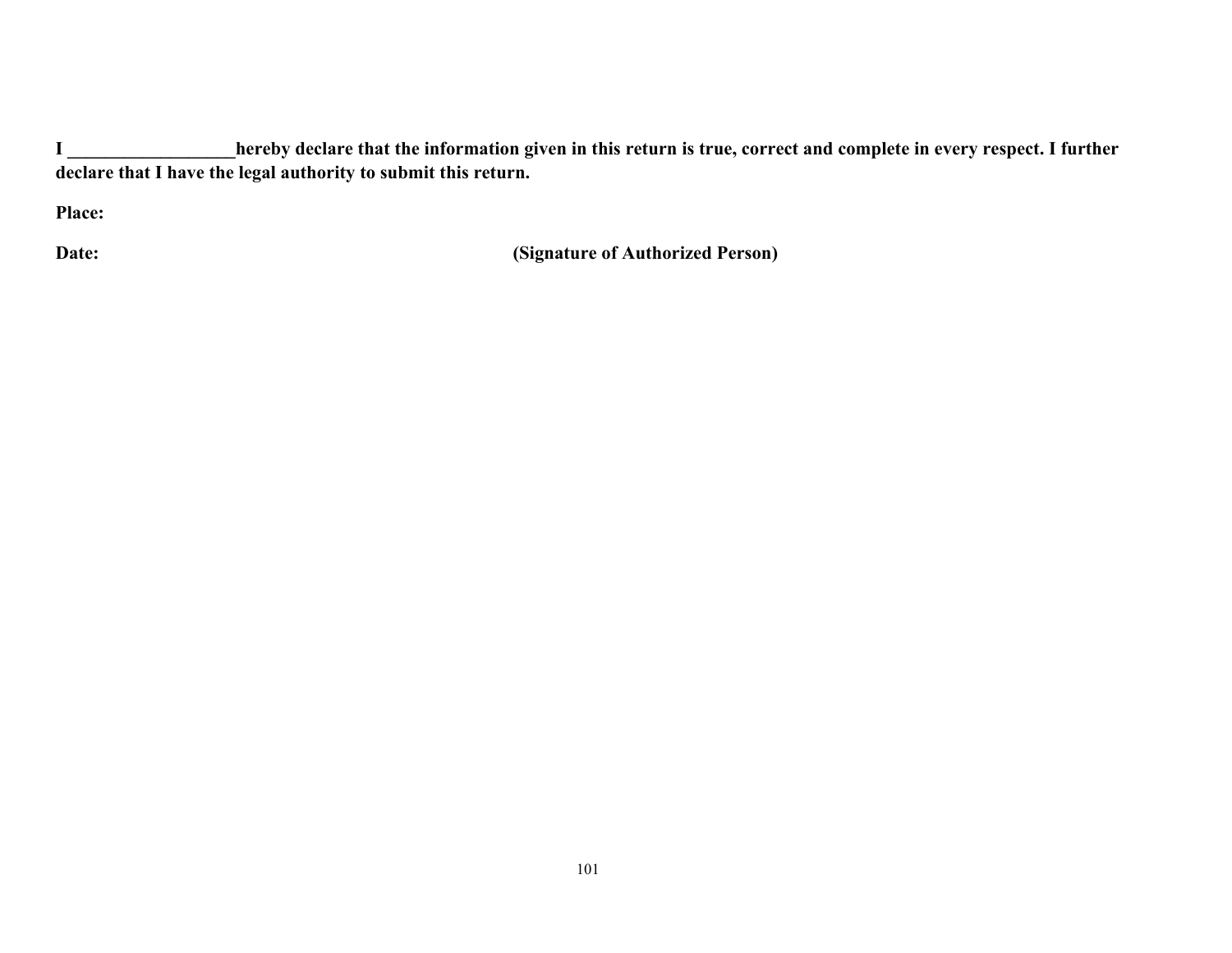**I __________________hereby declare that the information given in this return is true, correct and complete in every respect. I further declare that I have the legal authority to submit this return.**

**Place:**

**Date:** **(Signature of Authorized Person)**